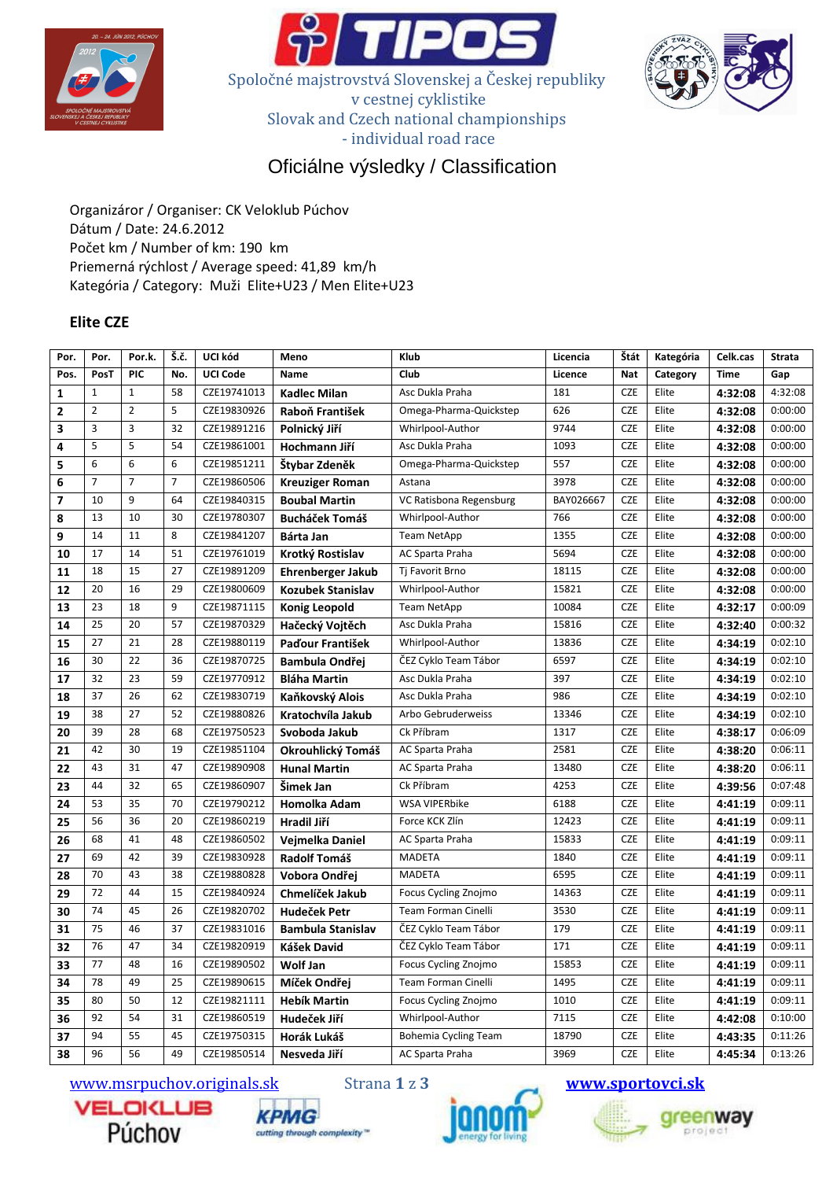# Spoločné majstrovstvá Slovenskej a Českej republiky v cestnej cyklistike

## Slovak and Czech national championships - individual road race

## Oficiálne výsledky / Classification

Organizáror / Organiser: CK Veloklub Púchov
Dátum / Date: 24.6.2012
Počet km / Number of km: 190 km
Priemerná rýchlost / Average speed: 41,89 km/h
Kategória / Category: Muži Elite+U23 / Men Elite+U23

### Elite CZE

| Por. | Por. | Por.k. | Š.č. | UCI kód | Meno | Klub | Licencia | Štát | Kategória | Celk.cas | Strata |
|---|---|---|---|---|---|---|---|---|---|---|---|
| Pos. | PosT | PIC | No. | UCI Code | Name | Club | Licence | Nat | Category | Time | Gap |
| **1** | 1 | 1 | 58 | CZE19741013 | **Kadlec Milan** | Asc Dukla Praha | 181 | CZE | Elite | **4:32:08** | 4:32:08 |
| **2** | 2 | 2 | 5 | CZE19830926 | **Raboň František** | Omega-Pharma-Quickstep | 626 | CZE | Elite | **4:32:08** | 0:00:00 |
| **3** | 3 | 3 | 32 | CZE19891216 | **Polnický Jiří** | Whirlpool-Author | 9744 | CZE | Elite | **4:32:08** | 0:00:00 |
| **4** | 5 | 5 | 54 | CZE19861001 | **Hochmann Jiří** | Asc Dukla Praha | 1093 | CZE | Elite | **4:32:08** | 0:00:00 |
| **5** | 6 | 6 | 6 | CZE19851211 | **Štybar Zdeněk** | Omega-Pharma-Quickstep | 557 | CZE | Elite | **4:32:08** | 0:00:00 |
| **6** | 7 | 7 | 7 | CZE19860506 | **Kreuziger Roman** | Astana | 3978 | CZE | Elite | **4:32:08** | 0:00:00 |
| **7** | 10 | 9 | 64 | CZE19840315 | **Boubal Martin** | VC Ratisbona Regensburg | BAY026667 | CZE | Elite | **4:32:08** | 0:00:00 |
| **8** | 13 | 10 | 30 | CZE19780307 | **Bucháček Tomáš** | Whirlpool-Author | 766 | CZE | Elite | **4:32:08** | 0:00:00 |
| **9** | 14 | 11 | 8 | CZE19841207 | **Bárta Jan** | Team NetApp | 1355 | CZE | Elite | **4:32:08** | 0:00:00 |
| **10** | 17 | 14 | 51 | CZE19761019 | **Krotký Rostislav** | AC Sparta Praha | 5694 | CZE | Elite | **4:32:08** | 0:00:00 |
| **11** | 18 | 15 | 27 | CZE19891209 | **Ehrenberger Jakub** | Tj Favorit Brno | 18115 | CZE | Elite | **4:32:08** | 0:00:00 |
| **12** | 20 | 16 | 29 | CZE19800609 | **Kozubek Stanislav** | Whirlpool-Author | 15821 | CZE | Elite | **4:32:08** | 0:00:00 |
| **13** | 23 | 18 | 9 | CZE19871115 | **Konig Leopold** | Team NetApp | 10084 | CZE | Elite | **4:32:17** | 0:00:09 |
| **14** | 25 | 20 | 57 | CZE19870329 | **Hačecký Vojtěch** | Asc Dukla Praha | 15816 | CZE | Elite | **4:32:40** | 0:00:32 |
| **15** | 27 | 21 | 28 | CZE19880119 | **Paďour František** | Whirlpool-Author | 13836 | CZE | Elite | **4:34:19** | 0:02:10 |
| **16** | 30 | 22 | 36 | CZE19870725 | **Bambula Ondřej** | ČEZ Cyklo Team Tábor | 6597 | CZE | Elite | **4:34:19** | 0:02:10 |
| **17** | 32 | 23 | 59 | CZE19770912 | **Bláha Martin** | Asc Dukla Praha | 397 | CZE | Elite | **4:34:19** | 0:02:10 |
| **18** | 37 | 26 | 62 | CZE19830719 | **Kaňkovský Alois** | Asc Dukla Praha | 986 | CZE | Elite | **4:34:19** | 0:02:10 |
| **19** | 38 | 27 | 52 | CZE19880826 | **Kratochvíla Jakub** | Arbo Gebruderweiss | 13346 | CZE | Elite | **4:34:19** | 0:02:10 |
| **20** | 39 | 28 | 68 | CZE19750523 | **Svoboda Jakub** | Ck Příbram | 1317 | CZE | Elite | **4:38:17** | 0:06:09 |
| **21** | 42 | 30 | 19 | CZE19851104 | **Okrouhlický Tomáš** | AC Sparta Praha | 2581 | CZE | Elite | **4:38:20** | 0:06:11 |
| **22** | 43 | 31 | 47 | CZE19890908 | **Hunal Martin** | AC Sparta Praha | 13480 | CZE | Elite | **4:38:20** | 0:06:11 |
| **23** | 44 | 32 | 65 | CZE19860907 | **Šimek Jan** | Ck Příbram | 4253 | CZE | Elite | **4:39:56** | 0:07:48 |
| **24** | 53 | 35 | 70 | CZE19790212 | **Homolka Adam** | WSA VIPERbike | 6188 | CZE | Elite | **4:41:19** | 0:09:11 |
| **25** | 56 | 36 | 20 | CZE19860219 | **Hradil Jiří** | Force KCK Zlín | 12423 | CZE | Elite | **4:41:19** | 0:09:11 |
| **26** | 68 | 41 | 48 | CZE19860502 | **Vejmelka Daniel** | AC Sparta Praha | 15833 | CZE | Elite | **4:41:19** | 0:09:11 |
| **27** | 69 | 42 | 39 | CZE19830928 | **Radolf Tomáš** | MADETA | 1840 | CZE | Elite | **4:41:19** | 0:09:11 |
| **28** | 70 | 43 | 38 | CZE19880828 | **Vobora Ondřej** | MADETA | 6595 | CZE | Elite | **4:41:19** | 0:09:11 |
| **29** | 72 | 44 | 15 | CZE19840924 | **Chmelíček Jakub** | Focus Cycling Znojmo | 14363 | CZE | Elite | **4:41:19** | 0:09:11 |
| **30** | 74 | 45 | 26 | CZE19820702 | **Hudeček Petr** | Team Forman Cinelli | 3530 | CZE | Elite | **4:41:19** | 0:09:11 |
| **31** | 75 | 46 | 37 | CZE19831016 | **Bambula Stanislav** | ČEZ Cyklo Team Tábor | 179 | CZE | Elite | **4:41:19** | 0:09:11 |
| **32** | 76 | 47 | 34 | CZE19820919 | **Kášek David** | ČEZ Cyklo Team Tábor | 171 | CZE | Elite | **4:41:19** | 0:09:11 |
| **33** | 77 | 48 | 16 | CZE19890502 | **Wolf Jan** | Focus Cycling Znojmo | 15853 | CZE | Elite | **4:41:19** | 0:09:11 |
| **34** | 78 | 49 | 25 | CZE19890615 | **Míček Ondřej** | Team Forman Cinelli | 1495 | CZE | Elite | **4:41:19** | 0:09:11 |
| **35** | 80 | 50 | 12 | CZE19821111 | **Hebík Martin** | Focus Cycling Znojmo | 1010 | CZE | Elite | **4:41:19** | 0:09:11 |
| **36** | 92 | 54 | 31 | CZE19860519 | **Hudeček Jiří** | Whirlpool-Author | 7115 | CZE | Elite | **4:42:08** | 0:10:00 |
| **37** | 94 | 55 | 45 | CZE19750315 | **Horák Lukáš** | Bohemia Cycling Team | 18790 | CZE | Elite | **4:43:35** | 0:11:26 |
| **38** | 96 | 56 | 49 | CZE19850514 | **Nesveda Jiří** | AC Sparta Praha | 3969 | CZE | Elite | **4:45:34** | 0:13:26 |

www.msrpuchov.originals.sk www.sportovci.sk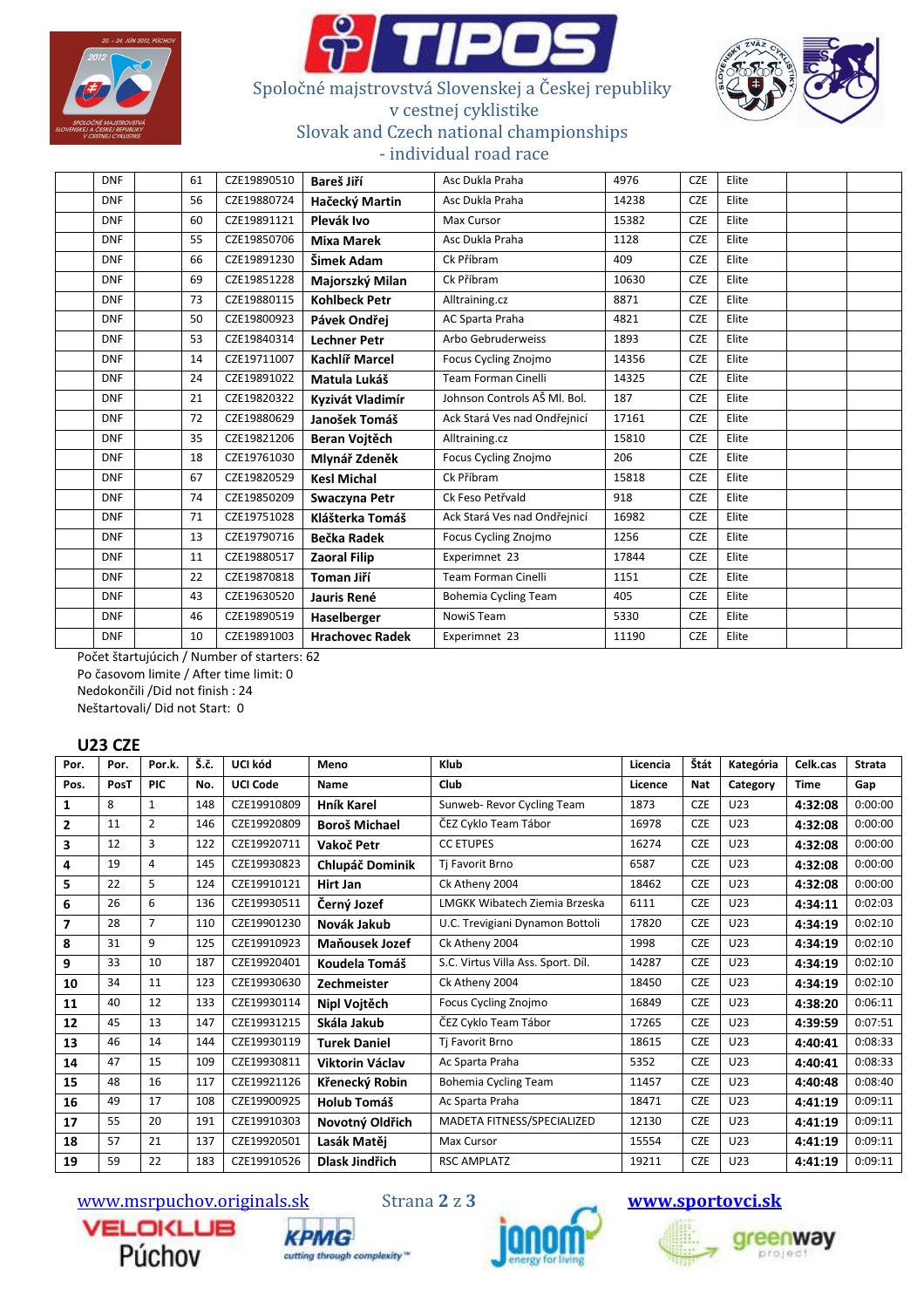# Spoločné majstrovstvá Slovenskej a Českej republiky v cestnej cyklistike

## Slovak and Czech national championships - individual road race

| | | | | | | | | | | | |
|---|---|---|---|---|---|---|---|---|---|---|---|
| | DNF | | 61 | CZE19890510 | **Bareš Jiří** | Asc Dukla Praha | 4976 | CZE | Elite | | |
| | DNF | | 56 | CZE19880724 | **Hačecký Martin** | Asc Dukla Praha | 14238 | CZE | Elite | | |
| | DNF | | 60 | CZE19891121 | **Plevák Ivo** | Max Cursor | 15382 | CZE | Elite | | |
| | DNF | | 55 | CZE19850706 | **Mixa Marek** | Asc Dukla Praha | 1128 | CZE | Elite | | |
| | DNF | | 66 | CZE19891230 | **Šimek Adam** | Ck Příbram | 409 | CZE | Elite | | |
| | DNF | | 69 | CZE19851228 | **Majorszký Milan** | Ck Příbram | 10630 | CZE | Elite | | |
| | DNF | | 73 | CZE19880115 | **Kohlbeck Petr** | Alltraining.cz | 8871 | CZE | Elite | | |
| | DNF | | 50 | CZE19800923 | **Pávek Ondřej** | AC Sparta Praha | 4821 | CZE | Elite | | |
| | DNF | | 53 | CZE19840314 | **Lechner Petr** | Arbo Gebruderweiss | 1893 | CZE | Elite | | |
| | DNF | | 14 | CZE19711007 | **Kachlíř Marcel** | Focus Cycling Znojmo | 14356 | CZE | Elite | | |
| | DNF | | 24 | CZE19891022 | **Matula Lukáš** | Team Forman Cinelli | 14325 | CZE | Elite | | |
| | DNF | | 21 | CZE19820322 | **Kyzivát Vladimír** | Johnson Controls AŠ Ml. Bol. | 187 | CZE | Elite | | |
| | DNF | | 72 | CZE19880629 | **Janošek Tomáš** | Ack Stará Ves nad Ondřejnicí | 17161 | CZE | Elite | | |
| | DNF | | 35 | CZE19821206 | **Beran Vojtěch** | Alltraining.cz | 15810 | CZE | Elite | | |
| | DNF | | 18 | CZE19761030 | **Mlynář Zdeněk** | Focus Cycling Znojmo | 206 | CZE | Elite | | |
| | DNF | | 67 | CZE19820529 | **Kesl Michal** | Ck Příbram | 15818 | CZE | Elite | | |
| | DNF | | 74 | CZE19850209 | **Swaczyna Petr** | Ck Feso Petřvald | 918 | CZE | Elite | | |
| | DNF | | 71 | CZE19751028 | **Klášterka Tomáš** | Ack Stará Ves nad Ondřejnicí | 16982 | CZE | Elite | | |
| | DNF | | 13 | CZE19790716 | **Bečka Radek** | Focus Cycling Znojmo | 1256 | CZE | Elite | | |
| | DNF | | 11 | CZE19880517 | **Zaoral Filip** | Experimnet 23 | 17844 | CZE | Elite | | |
| | DNF | | 22 | CZE19870818 | **Toman Jiří** | Team Forman Cinelli | 1151 | CZE | Elite | | |
| | DNF | | 43 | CZE19630520 | **Jauris René** | Bohemia Cycling Team | 405 | CZE | Elite | | |
| | DNF | | 46 | CZE19890519 | **Haselberger** | NowiS Team | 5330 | CZE | Elite | | |
| | DNF | | 10 | CZE19891003 | **Hrachovec Radek** | Experimnet 23 | 11190 | CZE | Elite | | |

Počet štartujúcich / Number of starters: 62
Po časovom limite / After time limit: 0
Nedokončili /Did not finish : 24
Neštartovali/ Did not Start: 0

## U23 CZE

| Por. | Por. | Por.k. | Š.č. | UCI kód | Meno | Klub | Licencia | Štát | Kategória | Celk.cas | Strata |
|---|---|---|---|---|---|---|---|---|---|---|---|
| Pos. | PosT | PIC | No. | UCI Code | Name | Club | Licence | Nat | Category | Time | Gap |
| **1** | 8 | 1 | 148 | CZE19910809 | **Hník Karel** | Sunweb- Revor Cycling Team | 1873 | CZE | U23 | **4:32:08** | 0:00:00 |
| **2** | 11 | 2 | 146 | CZE19920809 | **Boroš Michael** | ČEZ Cyklo Team Tábor | 16978 | CZE | U23 | **4:32:08** | 0:00:00 |
| **3** | 12 | 3 | 122 | CZE19920711 | **Vakoč Petr** | CC ETUPES | 16274 | CZE | U23 | **4:32:08** | 0:00:00 |
| **4** | 19 | 4 | 145 | CZE19930823 | **Chlupáč Dominik** | Tj Favorit Brno | 6587 | CZE | U23 | **4:32:08** | 0:00:00 |
| **5** | 22 | 5 | 124 | CZE19910121 | **Hirt Jan** | Ck Atheny 2004 | 18462 | CZE | U23 | **4:32:08** | 0:00:00 |
| **6** | 26 | 6 | 136 | CZE19930511 | **Černý Jozef** | LMGKK Wibatech Ziemia Brzeska | 6111 | CZE | U23 | **4:34:11** | 0:02:03 |
| **7** | 28 | 7 | 110 | CZE19901230 | **Novák Jakub** | U.C. Trevigiani Dynamon Bottoli | 17820 | CZE | U23 | **4:34:19** | 0:02:10 |
| **8** | 31 | 9 | 125 | CZE19910923 | **Maňousek Jozef** | Ck Atheny 2004 | 1998 | CZE | U23 | **4:34:19** | 0:02:10 |
| **9** | 33 | 10 | 187 | CZE19920401 | **Koudela Tomáš** | S.C. Virtus Villa Ass. Sport. Díl. | 14287 | CZE | U23 | **4:34:19** | 0:02:10 |
| **10** | 34 | 11 | 123 | CZE19930630 | **Zechmeister** | Ck Atheny 2004 | 18450 | CZE | U23 | **4:34:19** | 0:02:10 |
| **11** | 40 | 12 | 133 | CZE19930114 | **Nipl Vojtěch** | Focus Cycling Znojmo | 16849 | CZE | U23 | **4:38:20** | 0:06:11 |
| **12** | 45 | 13 | 147 | CZE19931215 | **Skála Jakub** | ČEZ Cyklo Team Tábor | 17265 | CZE | U23 | **4:39:59** | 0:07:51 |
| **13** | 46 | 14 | 144 | CZE19930119 | **Turek Daniel** | Tj Favorit Brno | 18615 | CZE | U23 | **4:40:41** | 0:08:33 |
| **14** | 47 | 15 | 109 | CZE19930811 | **Viktorin Václav** | Ac Sparta Praha | 5352 | CZE | U23 | **4:40:41** | 0:08:33 |
| **15** | 48 | 16 | 117 | CZE19921126 | **Křenecký Robin** | Bohemia Cycling Team | 11457 | CZE | U23 | **4:40:48** | 0:08:40 |
| **16** | 49 | 17 | 108 | CZE19900925 | **Holub Tomáš** | Ac Sparta Praha | 18471 | CZE | U23 | **4:41:19** | 0:09:11 |
| **17** | 55 | 20 | 191 | CZE19910303 | **Novotný Oldřich** | MADETA FITNESS/SPECIALIZED | 12130 | CZE | U23 | **4:41:19** | 0:09:11 |
| **18** | 57 | 21 | 137 | CZE19920501 | **Lasák Matěj** | Max Cursor | 15554 | CZE | U23 | **4:41:19** | 0:09:11 |
| **19** | 59 | 22 | 183 | CZE19910526 | **Dlask Jindřich** | RSC AMPLATZ | 19211 | CZE | U23 | **4:41:19** | 0:09:11 |

www.msrpuchov.originals.sk www.sportovci.sk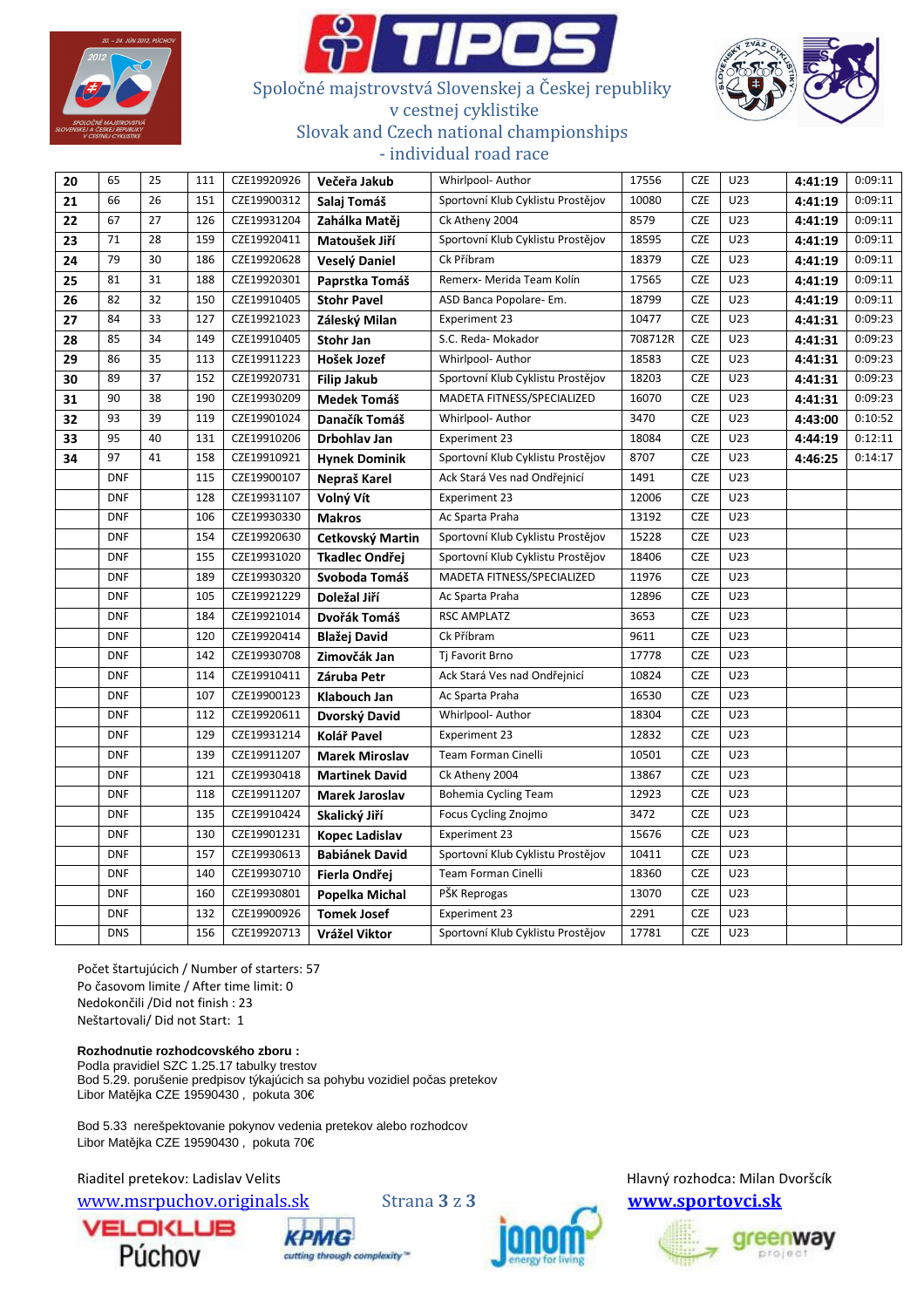# Spoločné majstrovstvá Slovenskej a Českej republiky v cestnej cyklistike

## Slovak and Czech national championships - individual road race

| | | | | | | | | | | | |
|---|---|---|---|---|---|---|---|---|---|---|---|
| **20** | 65 | 25 | 111 | CZE19920926 | **Večeřa Jakub** | Whirlpool- Author | 17556 | CZE | U23 | **4:41:19** | 0:09:11 |
| **21** | 66 | 26 | 151 | CZE19900312 | **Salaj Tomáš** | Sportovní Klub Cyklistu Prostějov | 10080 | CZE | U23 | **4:41:19** | 0:09:11 |
| **22** | 67 | 27 | 126 | CZE19931204 | **Zahálka Matěj** | Ck Atheny 2004 | 8579 | CZE | U23 | **4:41:19** | 0:09:11 |
| **23** | 71 | 28 | 159 | CZE19920411 | **Matoušek Jiří** | Sportovní Klub Cyklistu Prostějov | 18595 | CZE | U23 | **4:41:19** | 0:09:11 |
| **24** | 79 | 30 | 186 | CZE19920628 | **Veselý Daniel** | Ck Příbram | 18379 | CZE | U23 | **4:41:19** | 0:09:11 |
| **25** | 81 | 31 | 188 | CZE19920301 | **Paprstka Tomáš** | Remerx- Merida Team Kolín | 17565 | CZE | U23 | **4:41:19** | 0:09:11 |
| **26** | 82 | 32 | 150 | CZE19910405 | **Stohr Pavel** | ASD Banca Popolare- Em. | 18799 | CZE | U23 | **4:41:19** | 0:09:11 |
| **27** | 84 | 33 | 127 | CZE19921023 | **Záleský Milan** | Experiment 23 | 10477 | CZE | U23 | **4:41:31** | 0:09:23 |
| **28** | 85 | 34 | 149 | CZE19910405 | **Stohr Jan** | S.C. Reda- Mokador | 708712R | CZE | U23 | **4:41:31** | 0:09:23 |
| **29** | 86 | 35 | 113 | CZE19911223 | **Hošek Jozef** | Whirlpool- Author | 18583 | CZE | U23 | **4:41:31** | 0:09:23 |
| **30** | 89 | 37 | 152 | CZE19920731 | **Filip Jakub** | Sportovní Klub Cyklistu Prostějov | 18203 | CZE | U23 | **4:41:31** | 0:09:23 |
| **31** | 90 | 38 | 190 | CZE19930209 | **Medek Tomáš** | MADETA FITNESS/SPECIALIZED | 16070 | CZE | U23 | **4:41:31** | 0:09:23 |
| **32** | 93 | 39 | 119 | CZE19901024 | **Danačík Tomáš** | Whirlpool- Author | 3470 | CZE | U23 | **4:43:00** | 0:10:52 |
| **33** | 95 | 40 | 131 | CZE19910206 | **Drbohlav Jan** | Experiment 23 | 18084 | CZE | U23 | **4:44:19** | 0:12:11 |
| **34** | 97 | 41 | 158 | CZE19910921 | **Hynek Dominik** | Sportovní Klub Cyklistu Prostějov | 8707 | CZE | U23 | **4:46:25** | 0:14:17 |
| | DNF | | 115 | CZE19900107 | **Nepraš Karel** | Ack Stará Ves nad Ondřejnicí | 1491 | CZE | U23 | | |
| | DNF | | 128 | CZE19931107 | **Volný Vít** | Experiment 23 | 12006 | CZE | U23 | | |
| | DNF | | 106 | CZE19930330 | **Makros** | Ac Sparta Praha | 13192 | CZE | U23 | | |
| | DNF | | 154 | CZE19920630 | **Cetkovský Martin** | Sportovní Klub Cyklistu Prostějov | 15228 | CZE | U23 | | |
| | DNF | | 155 | CZE19931020 | **Tkadlec Ondřej** | Sportovní Klub Cyklistu Prostějov | 18406 | CZE | U23 | | |
| | DNF | | 189 | CZE19930320 | **Svoboda Tomáš** | MADETA FITNESS/SPECIALIZED | 11976 | CZE | U23 | | |
| | DNF | | 105 | CZE19921229 | **Doležal Jiří** | Ac Sparta Praha | 12896 | CZE | U23 | | |
| | DNF | | 184 | CZE19921014 | **Dvořák Tomáš** | RSC AMPLATZ | 3653 | CZE | U23 | | |
| | DNF | | 120 | CZE19920414 | **Blažej David** | Ck Příbram | 9611 | CZE | U23 | | |
| | DNF | | 142 | CZE19930708 | **Zimovčák Jan** | Tj Favorit Brno | 17778 | CZE | U23 | | |
| | DNF | | 114 | CZE19910411 | **Záruba Petr** | Ack Stará Ves nad Ondřejnicí | 10824 | CZE | U23 | | |
| | DNF | | 107 | CZE19900123 | **Klabouch Jan** | Ac Sparta Praha | 16530 | CZE | U23 | | |
| | DNF | | 112 | CZE19920611 | **Dvorský David** | Whirlpool- Author | 18304 | CZE | U23 | | |
| | DNF | | 129 | CZE19931214 | **Kolář Pavel** | Experiment 23 | 12832 | CZE | U23 | | |
| | DNF | | 139 | CZE19911207 | **Marek Miroslav** | Team Forman Cinelli | 10501 | CZE | U23 | | |
| | DNF | | 121 | CZE19930418 | **Martinek David** | Ck Atheny 2004 | 13867 | CZE | U23 | | |
| | DNF | | 118 | CZE19911207 | **Marek Jaroslav** | Bohemia Cycling Team | 12923 | CZE | U23 | | |
| | DNF | | 135 | CZE19910424 | **Skalický Jiří** | Focus Cycling Znojmo | 3472 | CZE | U23 | | |
| | DNF | | 130 | CZE19901231 | **Kopec Ladislav** | Experiment 23 | 15676 | CZE | U23 | | |
| | DNF | | 157 | CZE19930613 | **Babiánek David** | Sportovní Klub Cyklistu Prostějov | 10411 | CZE | U23 | | |
| | DNF | | 140 | CZE19930710 | **Fierla Ondřej** | Team Forman Cinelli | 18360 | CZE | U23 | | |
| | DNF | | 160 | CZE19930801 | **Popelka Michal** | PŠK Reprogas | 13070 | CZE | U23 | | |
| | DNF | | 132 | CZE19900926 | **Tomek Josef** | Experiment 23 | 2291 | CZE | U23 | | |
| | DNS | | 156 | CZE19920713 | **Vrážel Viktor** | Sportovní Klub Cyklistu Prostějov | 17781 | CZE | U23 | | |

Počet štartujúcich / Number of starters: 57
Po časovom limite / After time limit: 0
Nedokončili /Did not finish : 23
Neštartovali/ Did not Start: 1

**Rozhodnutie rozhodcovského zboru :**
Podla pravidiel SZC 1.25.17 tabulky trestov
Bod 5.29. porušenie predpisov týkajúcich sa pohybu vozidiel počas pretekov
Libor Matějka CZE 19590430 , pokuta 30€

Bod 5.33 nerešpektovanie pokynov vedenia pretekov alebo rozhodcov
Libor Matějka CZE 19590430 , pokuta 70€

Riaditel pretekov: Ladislav Velits

Hlavný rozhodca: Milan Dvorščík

www.msrpuchov.originals.sk

www.sportovci.sk